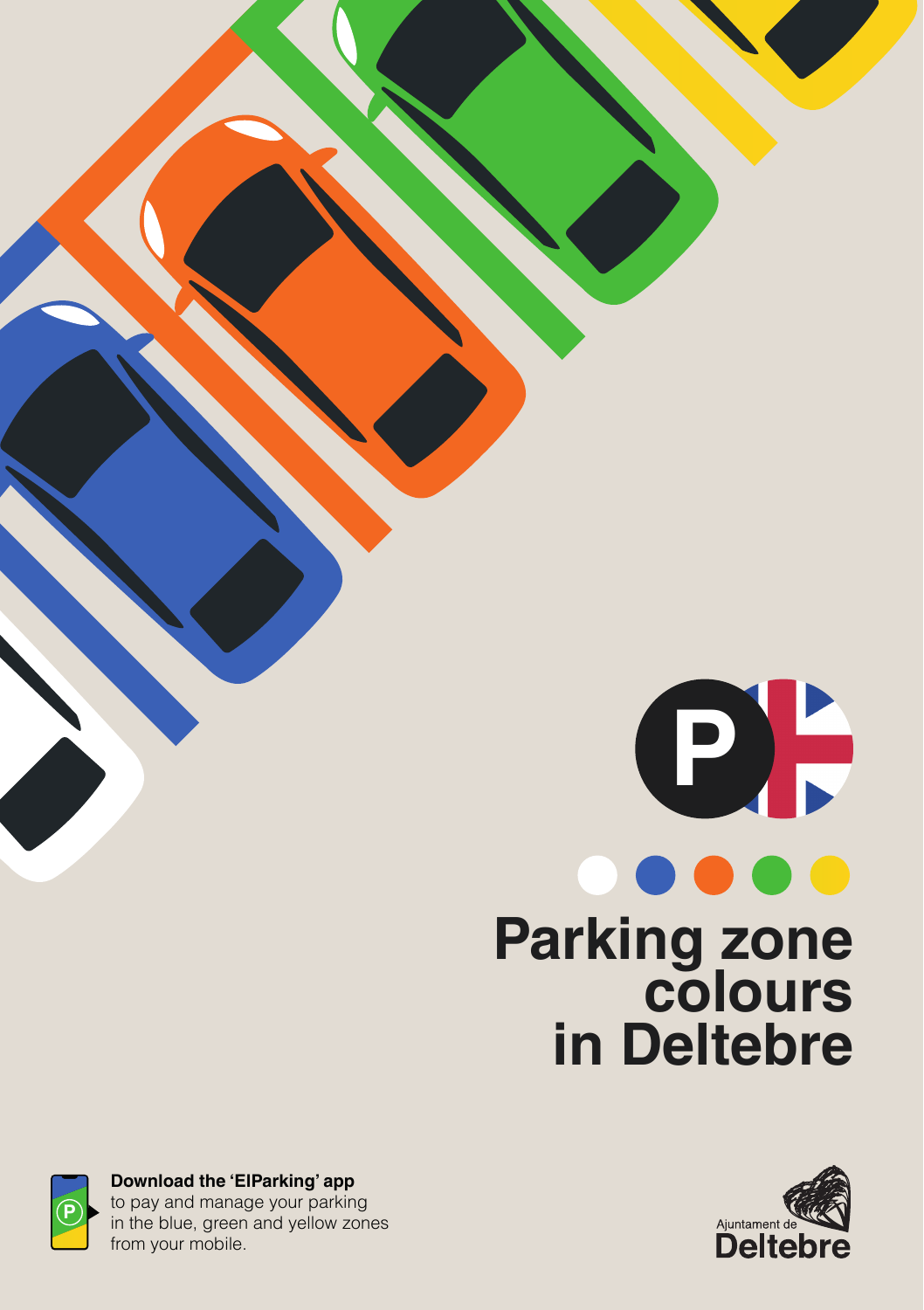# Parking zone colours in Deltebre

**Download the 'ElParking' app**
to pay and manage your parking in the blue, green and yellow zones from your mobile.

Ajuntament de Deltebre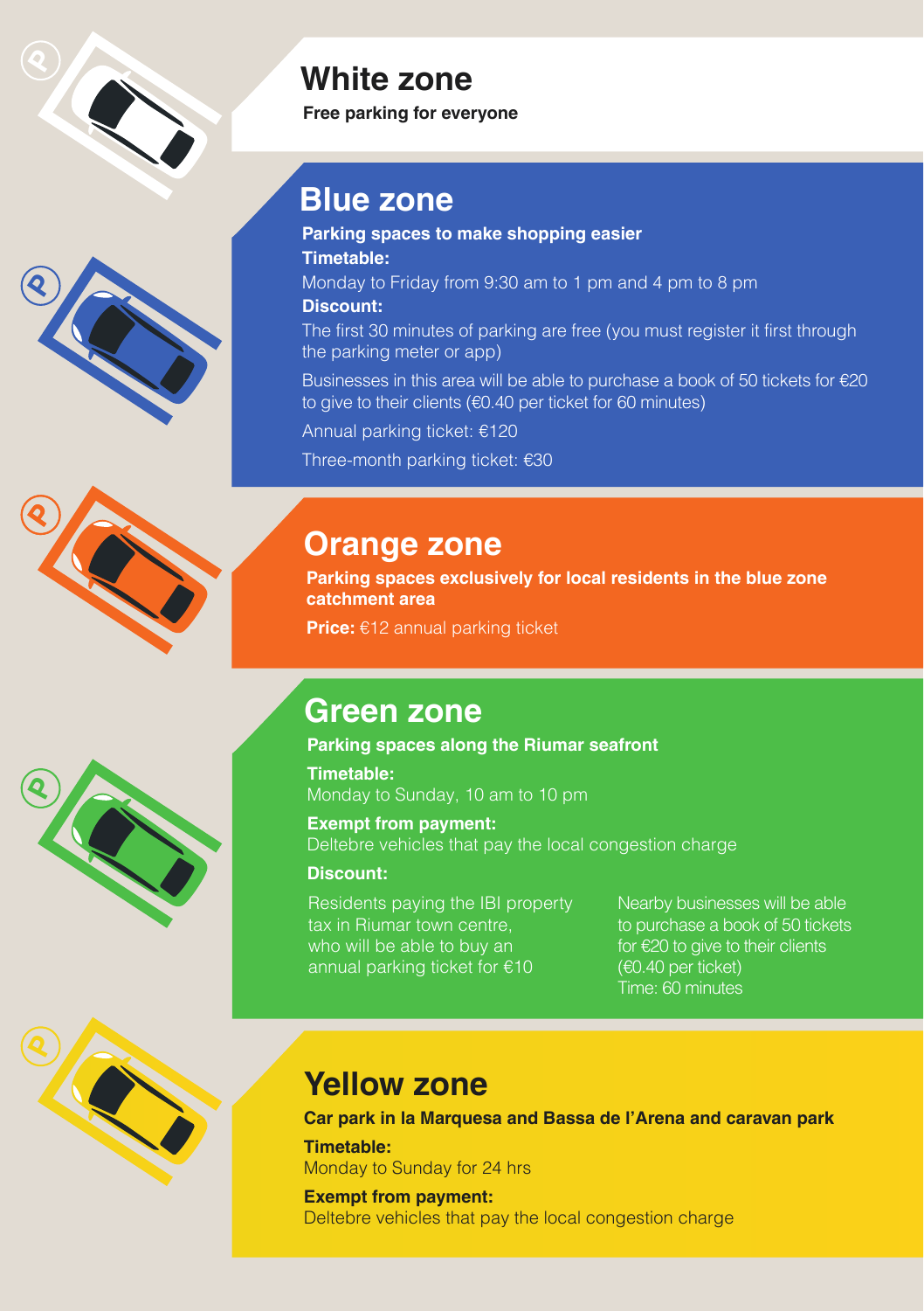## White zone

**Free parking for everyone**

## Blue zone

**Parking spaces to make shopping easier**

**Timetable:**

Monday to Friday from 9:30 am to 1 pm and 4 pm to 8 pm

**Discount:**

The first 30 minutes of parking are free (you must register it first through the parking meter or app)

Businesses in this area will be able to purchase a book of 50 tickets for €20 to give to their clients (€0.40 per ticket for 60 minutes)

Annual parking ticket: €120

Three-month parking ticket: €30

## Orange zone

**Parking spaces exclusively for local residents in the blue zone catchment area**

**Price:** €12 annual parking ticket

## Green zone

**Parking spaces along the Riumar seafront**

**Timetable:**

Monday to Sunday, 10 am to 10 pm

**Exempt from payment:**

Deltebre vehicles that pay the local congestion charge

**Discount:**

Residents paying the IBI property tax in Riumar town centre, who will be able to buy an annual parking ticket for €10

Nearby businesses will be able to purchase a book of 50 tickets for €20 to give to their clients (€0.40 per ticket)
Time: 60 minutes

## Yellow zone

**Car park in la Marquesa and Bassa de l'Arena and caravan park**

**Timetable:**

Monday to Sunday for 24 hrs

**Exempt from payment:**

Deltebre vehicles that pay the local congestion charge